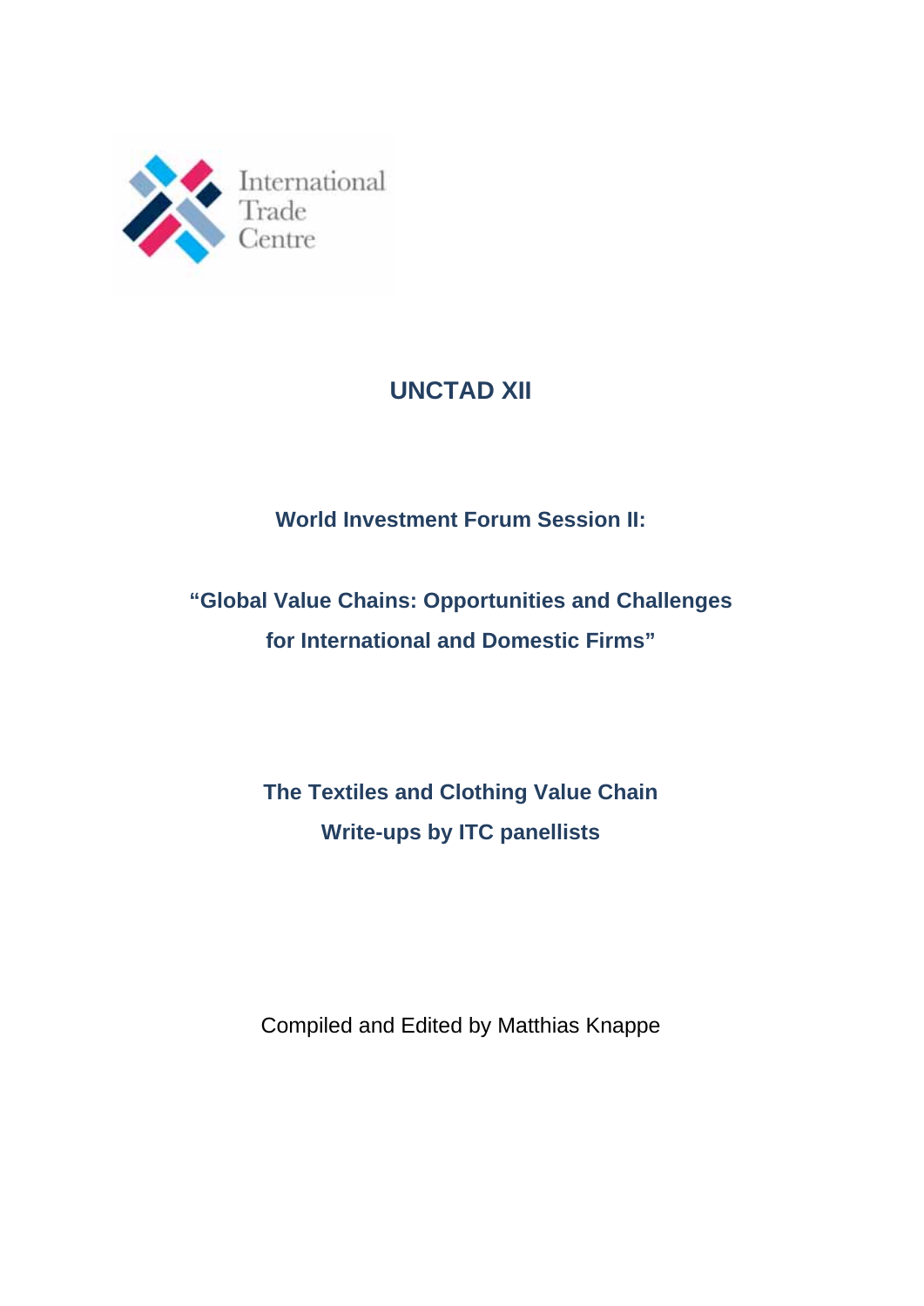International Trade Centre

# UNCTAD XII

## World Investment Forum Session II:

## "Global Value Chains: Opportunities and Challenges for International and Domestic Firms"

## The Textiles and Clothing Value Chain
## Write-ups by ITC panellists

Compiled and Edited by Matthias Knappe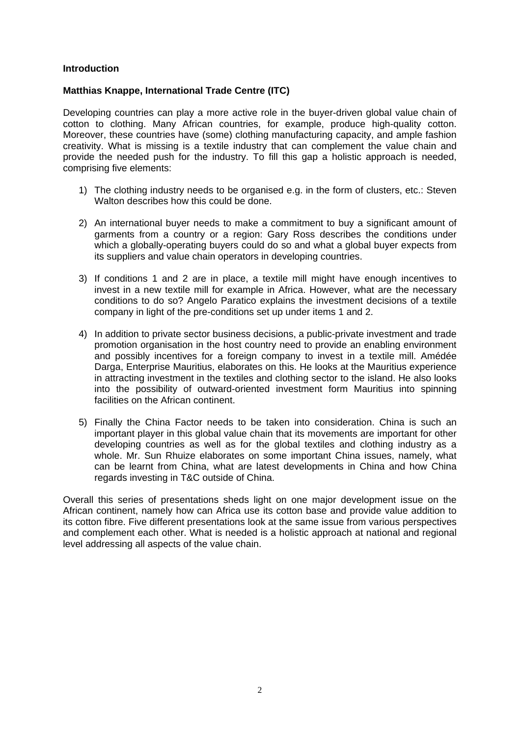**Introduction**

**Matthias Knappe, International Trade Centre (ITC)**

Developing countries can play a more active role in the buyer-driven global value chain of cotton to clothing. Many African countries, for example, produce high-quality cotton. Moreover, these countries have (some) clothing manufacturing capacity, and ample fashion creativity. What is missing is a textile industry that can complement the value chain and provide the needed push for the industry. To fill this gap a holistic approach is needed, comprising five elements:

1) The clothing industry needs to be organised e.g. in the form of clusters, etc.: Steven Walton describes how this could be done.

2) An international buyer needs to make a commitment to buy a significant amount of garments from a country or a region: Gary Ross describes the conditions under which a globally-operating buyers could do so and what a global buyer expects from its suppliers and value chain operators in developing countries.

3) If conditions 1 and 2 are in place, a textile mill might have enough incentives to invest in a new textile mill for example in Africa. However, what are the necessary conditions to do so? Angelo Paratico explains the investment decisions of a textile company in light of the pre-conditions set up under items 1 and 2.

4) In addition to private sector business decisions, a public-private investment and trade promotion organisation in the host country need to provide an enabling environment and possibly incentives for a foreign company to invest in a textile mill. Amédée Darga, Enterprise Mauritius, elaborates on this. He looks at the Mauritius experience in attracting investment in the textiles and clothing sector to the island. He also looks into the possibility of outward-oriented investment form Mauritius into spinning facilities on the African continent.

5) Finally the China Factor needs to be taken into consideration. China is such an important player in this global value chain that its movements are important for other developing countries as well as for the global textiles and clothing industry as a whole. Mr. Sun Rhuize elaborates on some important China issues, namely, what can be learnt from China, what are latest developments in China and how China regards investing in T&C outside of China.

Overall this series of presentations sheds light on one major development issue on the African continent, namely how can Africa use its cotton base and provide value addition to its cotton fibre. Five different presentations look at the same issue from various perspectives and complement each other. What is needed is a holistic approach at national and regional level addressing all aspects of the value chain.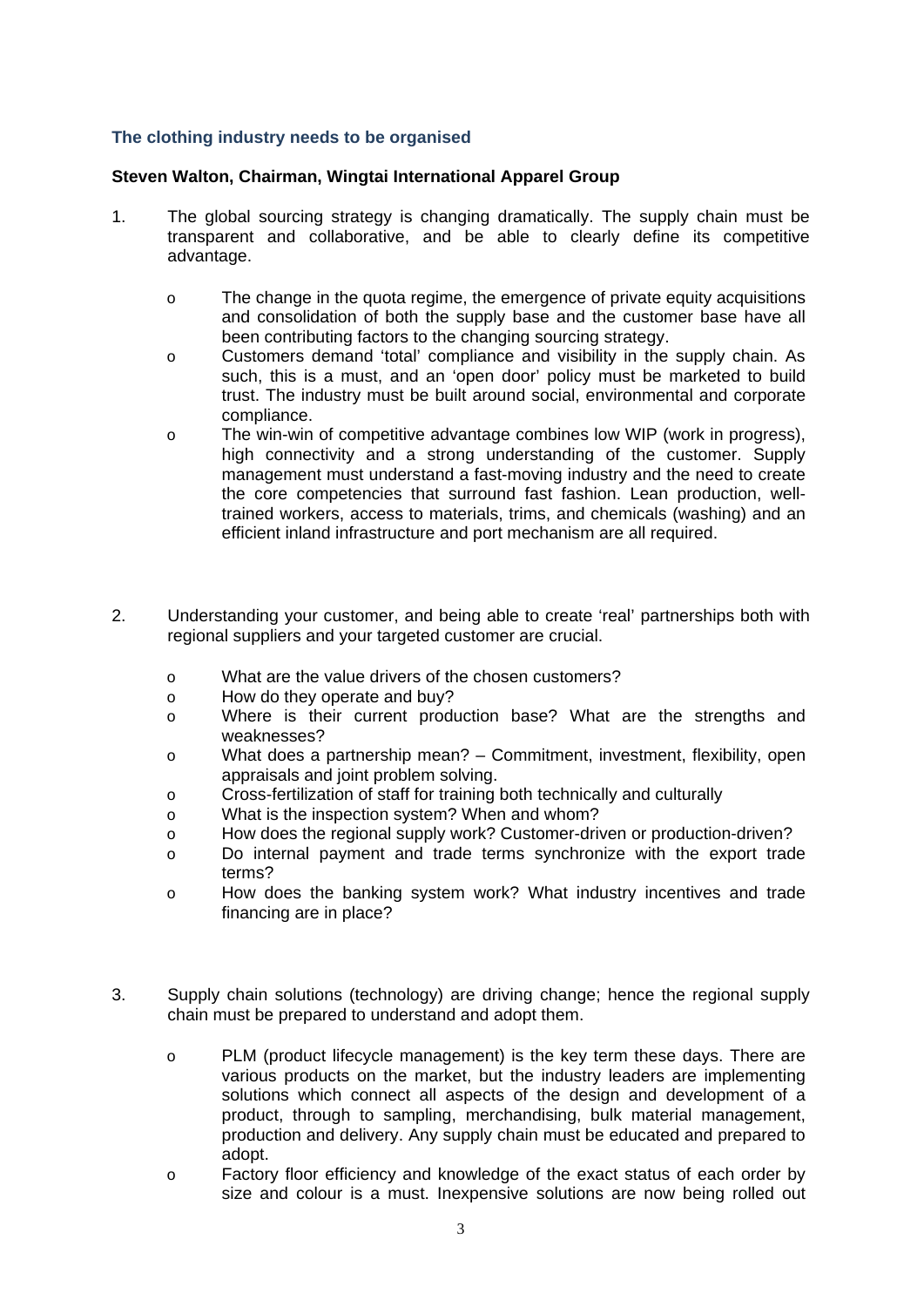### The clothing industry needs to be organised

**Steven Walton, Chairman, Wingtai International Apparel Group**

1. The global sourcing strategy is changing dramatically. The supply chain must be transparent and collaborative, and be able to clearly define its competitive advantage.

    - The change in the quota regime, the emergence of private equity acquisitions and consolidation of both the supply base and the customer base have all been contributing factors to the changing sourcing strategy.
    - Customers demand 'total' compliance and visibility in the supply chain. As such, this is a must, and an 'open door' policy must be marketed to build trust. The industry must be built around social, environmental and corporate compliance.
    - The win-win of competitive advantage combines low WIP (work in progress), high connectivity and a strong understanding of the customer. Supply management must understand a fast-moving industry and the need to create the core competencies that surround fast fashion. Lean production, well-trained workers, access to materials, trims, and chemicals (washing) and an efficient inland infrastructure and port mechanism are all required.

2. Understanding your customer, and being able to create 'real' partnerships both with regional suppliers and your targeted customer are crucial.

    - What are the value drivers of the chosen customers?
    - How do they operate and buy?
    - Where is their current production base? What are the strengths and weaknesses?
    - What does a partnership mean? – Commitment, investment, flexibility, open appraisals and joint problem solving.
    - Cross-fertilization of staff for training both technically and culturally
    - What is the inspection system? When and whom?
    - How does the regional supply work? Customer-driven or production-driven?
    - Do internal payment and trade terms synchronize with the export trade terms?
    - How does the banking system work? What industry incentives and trade financing are in place?

3. Supply chain solutions (technology) are driving change; hence the regional supply chain must be prepared to understand and adopt them.

    - PLM (product lifecycle management) is the key term these days. There are various products on the market, but the industry leaders are implementing solutions which connect all aspects of the design and development of a product, through to sampling, merchandising, bulk material management, production and delivery. Any supply chain must be educated and prepared to adopt.
    - Factory floor efficiency and knowledge of the exact status of each order by size and colour is a must. Inexpensive solutions are now being rolled out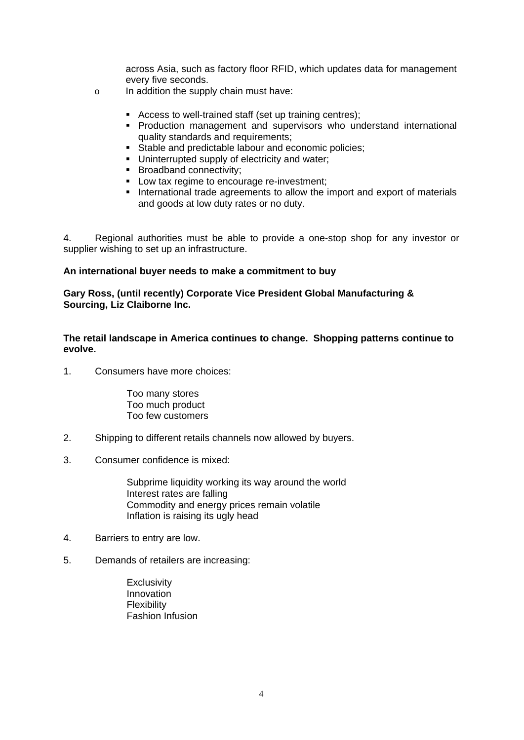across Asia, such as factory floor RFID, which updates data for management every five seconds.

- In addition the supply chain must have:
  - Access to well-trained staff (set up training centres);
  - Production management and supervisors who understand international quality standards and requirements;
  - Stable and predictable labour and economic policies;
  - Uninterrupted supply of electricity and water;
  - Broadband connectivity;
  - Low tax regime to encourage re-investment;
  - International trade agreements to allow the import and export of materials and goods at low duty rates or no duty.

4. Regional authorities must be able to provide a one-stop shop for any investor or supplier wishing to set up an infrastructure.

**An international buyer needs to make a commitment to buy**

**Gary Ross, (until recently) Corporate Vice President Global Manufacturing & Sourcing, Liz Claiborne Inc.**

**The retail landscape in America continues to change. Shopping patterns continue to evolve.**

1. Consumers have more choices:

   Too many stores
   Too much product
   Too few customers

2. Shipping to different retails channels now allowed by buyers.

3. Consumer confidence is mixed:

   Subprime liquidity working its way around the world
   Interest rates are falling
   Commodity and energy prices remain volatile
   Inflation is raising its ugly head

4. Barriers to entry are low.

5. Demands of retailers are increasing:

   Exclusivity
   Innovation
   Flexibility
   Fashion Infusion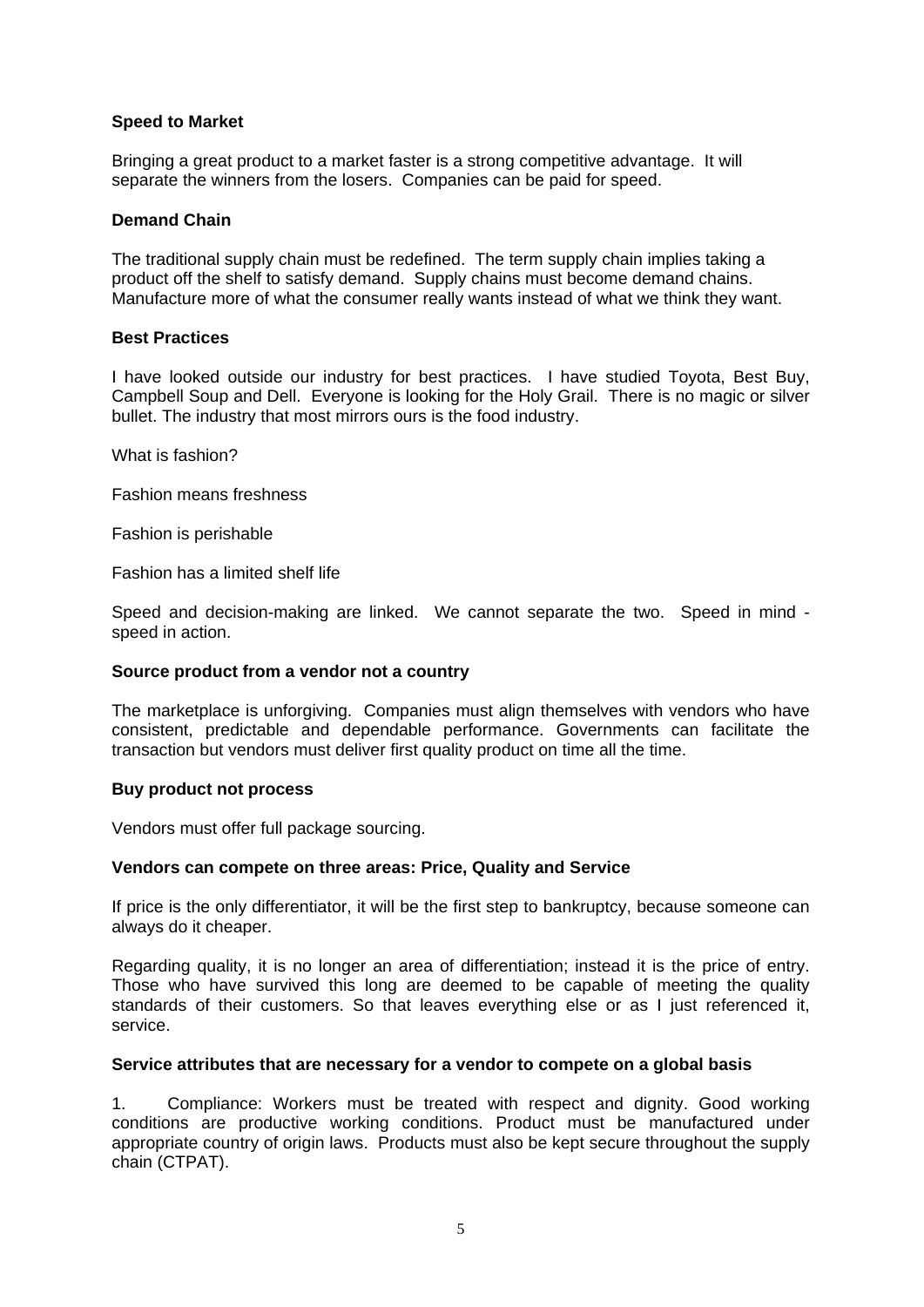**Speed to Market**

Bringing a great product to a market faster is a strong competitive advantage. It will separate the winners from the losers. Companies can be paid for speed.

**Demand Chain**

The traditional supply chain must be redefined. The term supply chain implies taking a product off the shelf to satisfy demand. Supply chains must become demand chains. Manufacture more of what the consumer really wants instead of what we think they want.

**Best Practices**

I have looked outside our industry for best practices. I have studied Toyota, Best Buy, Campbell Soup and Dell. Everyone is looking for the Holy Grail. There is no magic or silver bullet. The industry that most mirrors ours is the food industry.

What is fashion?

Fashion means freshness

Fashion is perishable

Fashion has a limited shelf life

Speed and decision-making are linked. We cannot separate the two. Speed in mind - speed in action.

**Source product from a vendor not a country**

The marketplace is unforgiving. Companies must align themselves with vendors who have consistent, predictable and dependable performance. Governments can facilitate the transaction but vendors must deliver first quality product on time all the time.

**Buy product not process**

Vendors must offer full package sourcing.

**Vendors can compete on three areas: Price, Quality and Service**

If price is the only differentiator, it will be the first step to bankruptcy, because someone can always do it cheaper.

Regarding quality, it is no longer an area of differentiation; instead it is the price of entry. Those who have survived this long are deemed to be capable of meeting the quality standards of their customers. So that leaves everything else or as I just referenced it, service.

**Service attributes that are necessary for a vendor to compete on a global basis**

1. Compliance: Workers must be treated with respect and dignity. Good working conditions are productive working conditions. Product must be manufactured under appropriate country of origin laws. Products must also be kept secure throughout the supply chain (CTPAT).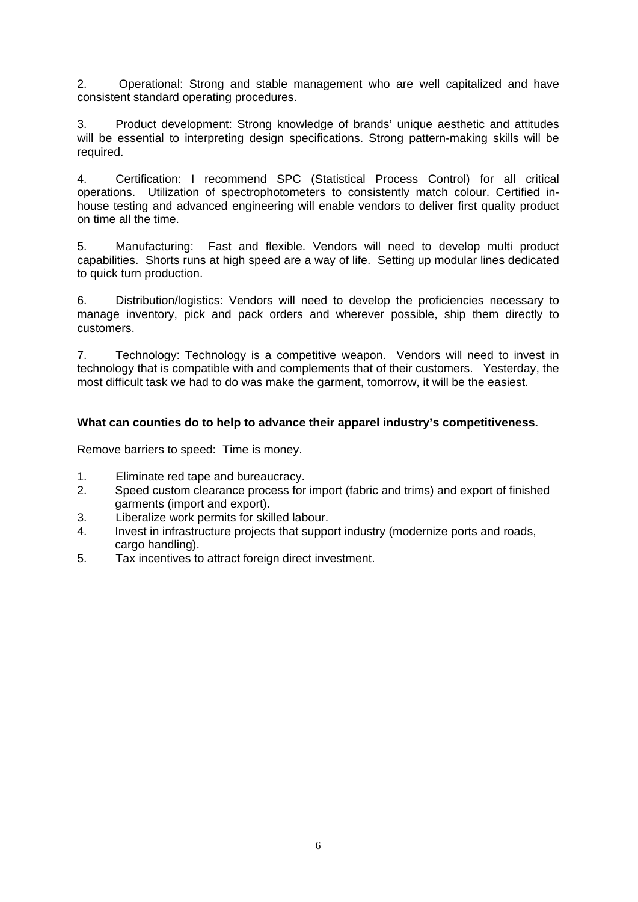2. Operational: Strong and stable management who are well capitalized and have consistent standard operating procedures.

3. Product development: Strong knowledge of brands' unique aesthetic and attitudes will be essential to interpreting design specifications. Strong pattern-making skills will be required.

4. Certification: I recommend SPC (Statistical Process Control) for all critical operations. Utilization of spectrophotometers to consistently match colour. Certified in-house testing and advanced engineering will enable vendors to deliver first quality product on time all the time.

5. Manufacturing: Fast and flexible. Vendors will need to develop multi product capabilities. Shorts runs at high speed are a way of life. Setting up modular lines dedicated to quick turn production.

6. Distribution/logistics: Vendors will need to develop the proficiencies necessary to manage inventory, pick and pack orders and wherever possible, ship them directly to customers.

7. Technology: Technology is a competitive weapon. Vendors will need to invest in technology that is compatible with and complements that of their customers. Yesterday, the most difficult task we had to do was make the garment, tomorrow, it will be the easiest.

**What can counties do to help to advance their apparel industry's competitiveness.**

Remove barriers to speed: Time is money.

1. Eliminate red tape and bureaucracy.
2. Speed custom clearance process for import (fabric and trims) and export of finished garments (import and export).
3. Liberalize work permits for skilled labour.
4. Invest in infrastructure projects that support industry (modernize ports and roads, cargo handling).
5. Tax incentives to attract foreign direct investment.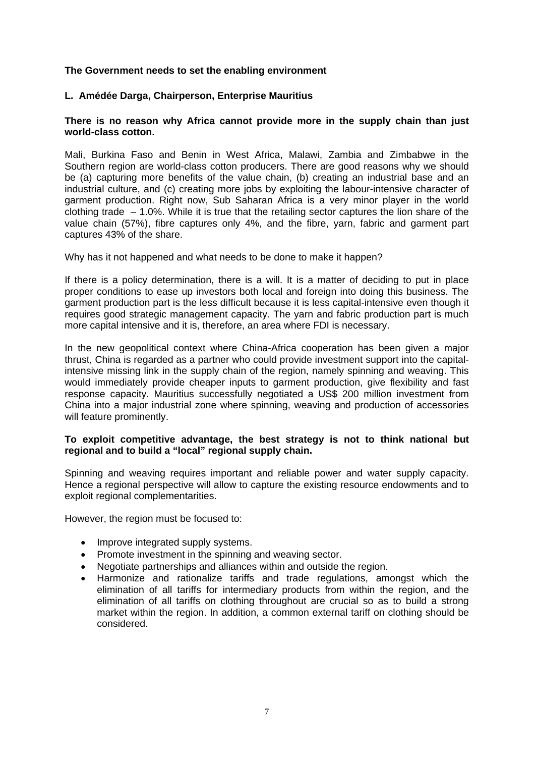## The Government needs to set the enabling environment

### L. Amédée Darga, Chairperson, Enterprise Mauritius

**There is no reason why Africa cannot provide more in the supply chain than just world-class cotton.**

Mali, Burkina Faso and Benin in West Africa, Malawi, Zambia and Zimbabwe in the Southern region are world-class cotton producers. There are good reasons why we should be (a) capturing more benefits of the value chain, (b) creating an industrial base and an industrial culture, and (c) creating more jobs by exploiting the labour-intensive character of garment production. Right now, Sub Saharan Africa is a very minor player in the world clothing trade – 1.0%. While it is true that the retailing sector captures the lion share of the value chain (57%), fibre captures only 4%, and the fibre, yarn, fabric and garment part captures 43% of the share.

Why has it not happened and what needs to be done to make it happen?

If there is a policy determination, there is a will. It is a matter of deciding to put in place proper conditions to ease up investors both local and foreign into doing this business. The garment production part is the less difficult because it is less capital-intensive even though it requires good strategic management capacity. The yarn and fabric production part is much more capital intensive and it is, therefore, an area where FDI is necessary.

In the new geopolitical context where China-Africa cooperation has been given a major thrust, China is regarded as a partner who could provide investment support into the capital-intensive missing link in the supply chain of the region, namely spinning and weaving. This would immediately provide cheaper inputs to garment production, give flexibility and fast response capacity. Mauritius successfully negotiated a US$ 200 million investment from China into a major industrial zone where spinning, weaving and production of accessories will feature prominently.

**To exploit competitive advantage, the best strategy is not to think national but regional and to build a "local" regional supply chain.**

Spinning and weaving requires important and reliable power and water supply capacity. Hence a regional perspective will allow to capture the existing resource endowments and to exploit regional complementarities.

However, the region must be focused to:

- Improve integrated supply systems.
- Promote investment in the spinning and weaving sector.
- Negotiate partnerships and alliances within and outside the region.
- Harmonize and rationalize tariffs and trade regulations, amongst which the elimination of all tariffs for intermediary products from within the region, and the elimination of all tariffs on clothing throughout are crucial so as to build a strong market within the region. In addition, a common external tariff on clothing should be considered.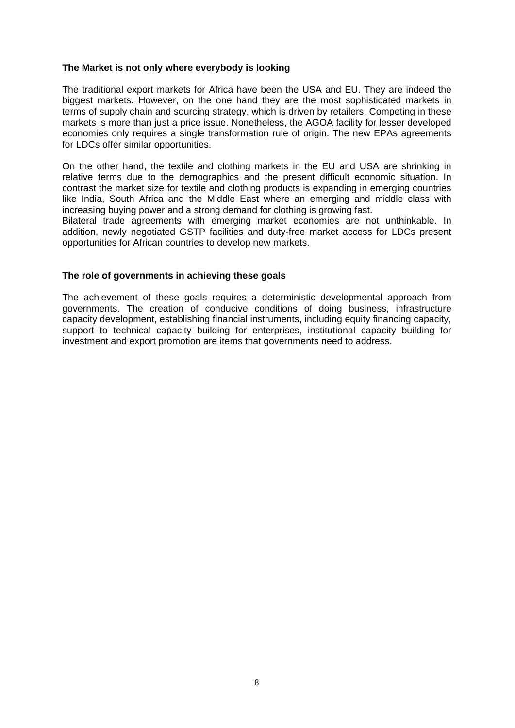**The Market is not only where everybody is looking**

The traditional export markets for Africa have been the USA and EU. They are indeed the biggest markets. However, on the one hand they are the most sophisticated markets in terms of supply chain and sourcing strategy, which is driven by retailers. Competing in these markets is more than just a price issue. Nonetheless, the AGOA facility for lesser developed economies only requires a single transformation rule of origin. The new EPAs agreements for LDCs offer similar opportunities.

On the other hand, the textile and clothing markets in the EU and USA are shrinking in relative terms due to the demographics and the present difficult economic situation. In contrast the market size for textile and clothing products is expanding in emerging countries like India, South Africa and the Middle East where an emerging and middle class with increasing buying power and a strong demand for clothing is growing fast.
Bilateral trade agreements with emerging market economies are not unthinkable. In addition, newly negotiated GSTP facilities and duty-free market access for LDCs present opportunities for African countries to develop new markets.

**The role of governments in achieving these goals**

The achievement of these goals requires a deterministic developmental approach from governments. The creation of conducive conditions of doing business, infrastructure capacity development, establishing financial instruments, including equity financing capacity, support to technical capacity building for enterprises, institutional capacity building for investment and export promotion are items that governments need to address.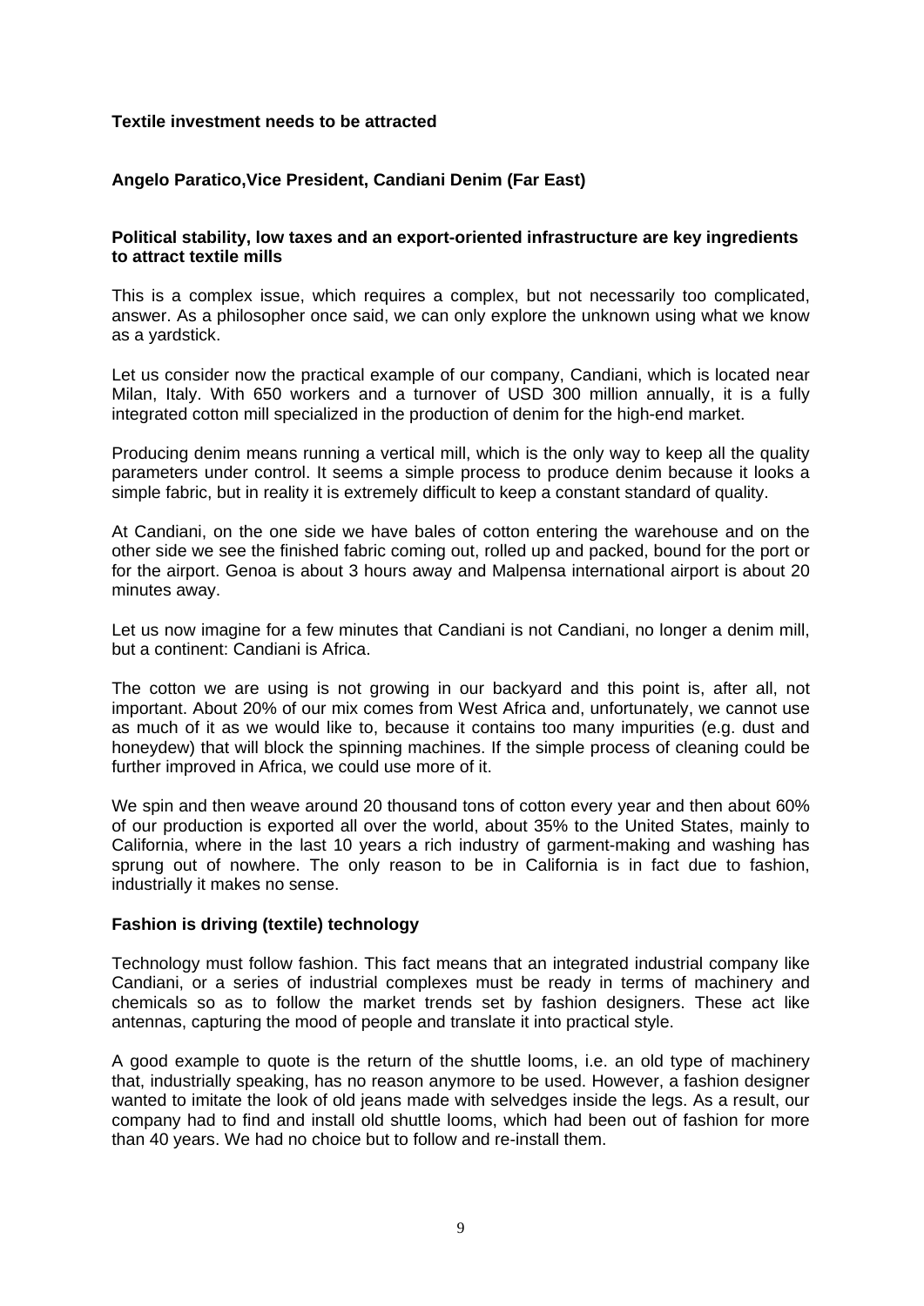## Textile investment needs to be attracted

**Angelo Paratico,Vice President, Candiani Denim (Far East)**

### Political stability, low taxes and an export-oriented infrastructure are key ingredients to attract textile mills

This is a complex issue, which requires a complex, but not necessarily too complicated, answer. As a philosopher once said, we can only explore the unknown using what we know as a yardstick.

Let us consider now the practical example of our company, Candiani, which is located near Milan, Italy. With 650 workers and a turnover of USD 300 million annually, it is a fully integrated cotton mill specialized in the production of denim for the high-end market.

Producing denim means running a vertical mill, which is the only way to keep all the quality parameters under control. It seems a simple process to produce denim because it looks a simple fabric, but in reality it is extremely difficult to keep a constant standard of quality.

At Candiani, on the one side we have bales of cotton entering the warehouse and on the other side we see the finished fabric coming out, rolled up and packed, bound for the port or for the airport. Genoa is about 3 hours away and Malpensa international airport is about 20 minutes away.

Let us now imagine for a few minutes that Candiani is not Candiani, no longer a denim mill, but a continent: Candiani is Africa.

The cotton we are using is not growing in our backyard and this point is, after all, not important. About 20% of our mix comes from West Africa and, unfortunately, we cannot use as much of it as we would like to, because it contains too many impurities (e.g. dust and honeydew) that will block the spinning machines. If the simple process of cleaning could be further improved in Africa, we could use more of it.

We spin and then weave around 20 thousand tons of cotton every year and then about 60% of our production is exported all over the world, about 35% to the United States, mainly to California, where in the last 10 years a rich industry of garment-making and washing has sprung out of nowhere. The only reason to be in California is in fact due to fashion, industrially it makes no sense.

### Fashion is driving (textile) technology

Technology must follow fashion. This fact means that an integrated industrial company like Candiani, or a series of industrial complexes must be ready in terms of machinery and chemicals so as to follow the market trends set by fashion designers. These act like antennas, capturing the mood of people and translate it into practical style.

A good example to quote is the return of the shuttle looms, i.e. an old type of machinery that, industrially speaking, has no reason anymore to be used. However, a fashion designer wanted to imitate the look of old jeans made with selvedges inside the legs. As a result, our company had to find and install old shuttle looms, which had been out of fashion for more than 40 years. We had no choice but to follow and re-install them.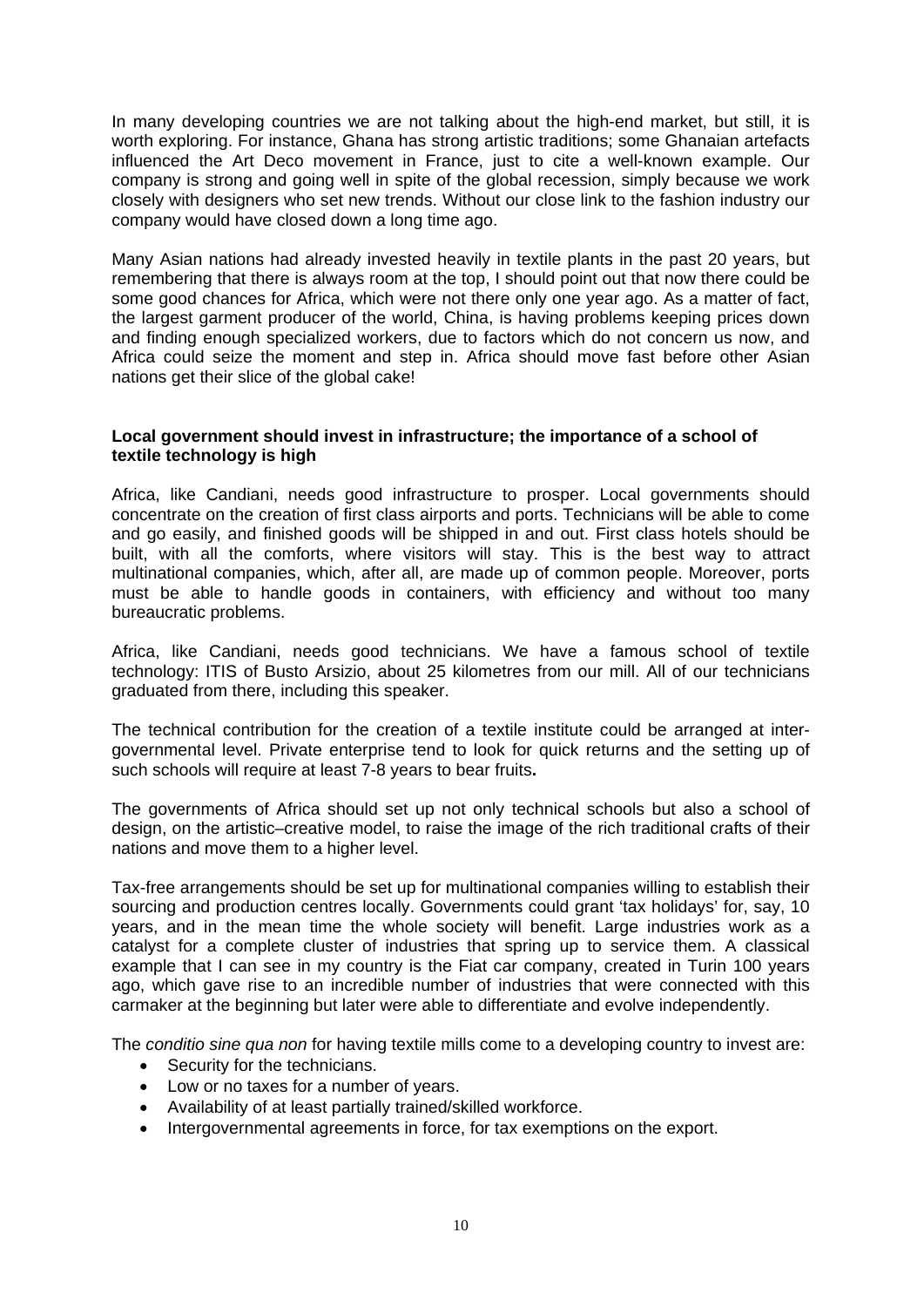In many developing countries we are not talking about the high-end market, but still, it is worth exploring. For instance, Ghana has strong artistic traditions; some Ghanaian artefacts influenced the Art Deco movement in France, just to cite a well-known example. Our company is strong and going well in spite of the global recession, simply because we work closely with designers who set new trends. Without our close link to the fashion industry our company would have closed down a long time ago.

Many Asian nations had already invested heavily in textile plants in the past 20 years, but remembering that there is always room at the top, I should point out that now there could be some good chances for Africa, which were not there only one year ago. As a matter of fact, the largest garment producer of the world, China, is having problems keeping prices down and finding enough specialized workers, due to factors which do not concern us now, and Africa could seize the moment and step in. Africa should move fast before other Asian nations get their slice of the global cake!

**Local government should invest in infrastructure; the importance of a school of textile technology is high**

Africa, like Candiani, needs good infrastructure to prosper. Local governments should concentrate on the creation of first class airports and ports. Technicians will be able to come and go easily, and finished goods will be shipped in and out. First class hotels should be built, with all the comforts, where visitors will stay. This is the best way to attract multinational companies, which, after all, are made up of common people. Moreover, ports must be able to handle goods in containers, with efficiency and without too many bureaucratic problems.

Africa, like Candiani, needs good technicians. We have a famous school of textile technology: ITIS of Busto Arsizio, about 25 kilometres from our mill. All of our technicians graduated from there, including this speaker.

The technical contribution for the creation of a textile institute could be arranged at inter-governmental level. Private enterprise tend to look for quick returns and the setting up of such schools will require at least 7-8 years to bear fruits**.**

The governments of Africa should set up not only technical schools but also a school of design, on the artistic–creative model, to raise the image of the rich traditional crafts of their nations and move them to a higher level.

Tax-free arrangements should be set up for multinational companies willing to establish their sourcing and production centres locally. Governments could grant 'tax holidays' for, say, 10 years, and in the mean time the whole society will benefit. Large industries work as a catalyst for a complete cluster of industries that spring up to service them. A classical example that I can see in my country is the Fiat car company, created in Turin 100 years ago, which gave rise to an incredible number of industries that were connected with this carmaker at the beginning but later were able to differentiate and evolve independently.

The *conditio sine qua non* for having textile mills come to a developing country to invest are:

- Security for the technicians.
- Low or no taxes for a number of years.
- Availability of at least partially trained/skilled workforce.
- Intergovernmental agreements in force, for tax exemptions on the export.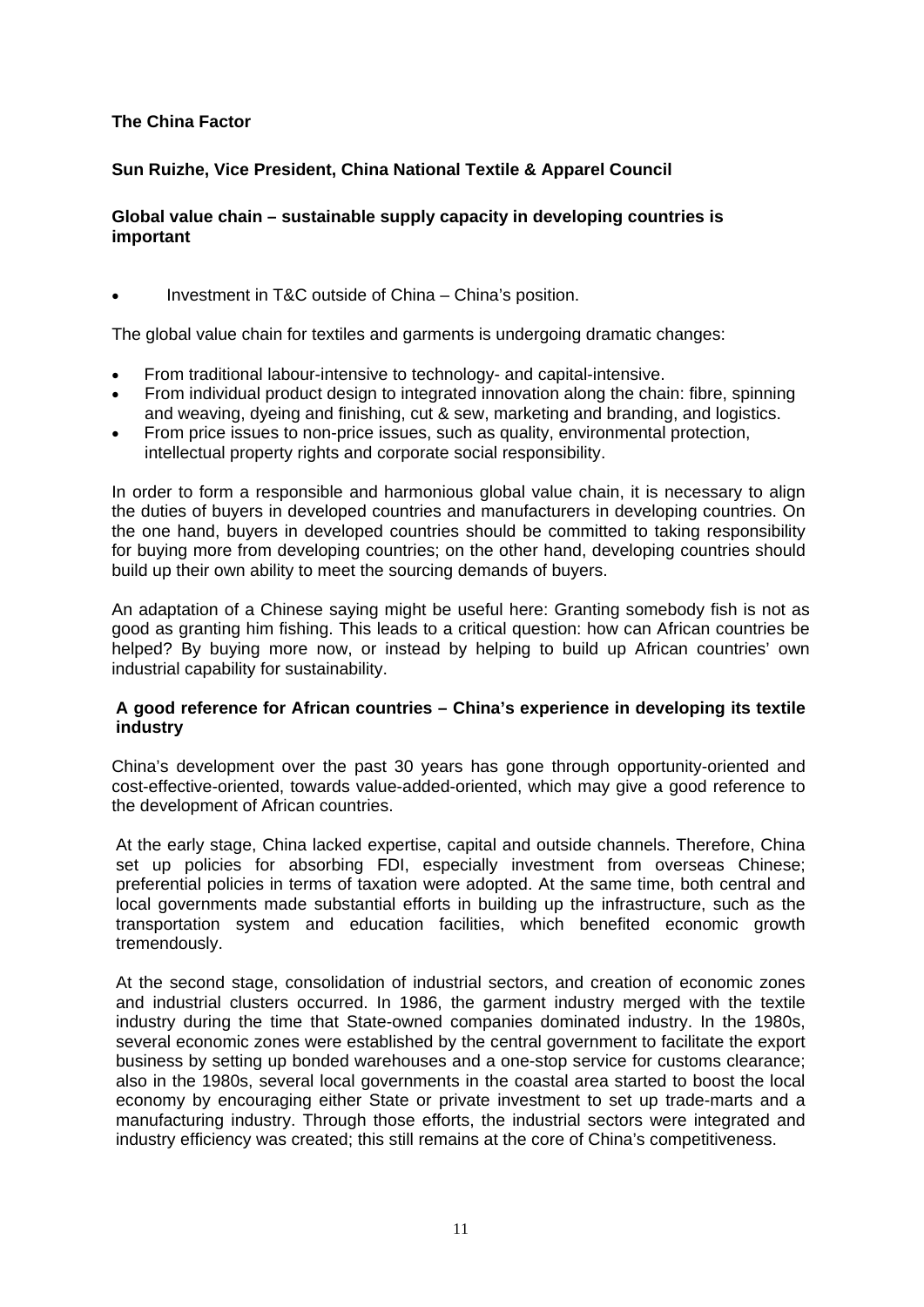**The China Factor**

**Sun Ruizhe, Vice President, China National Textile & Apparel Council**

**Global value chain – sustainable supply capacity in developing countries is important**

- Investment in T&C outside of China – China's position.

The global value chain for textiles and garments is undergoing dramatic changes:

- From traditional labour-intensive to technology- and capital-intensive.
- From individual product design to integrated innovation along the chain: fibre, spinning and weaving, dyeing and finishing, cut & sew, marketing and branding, and logistics.
- From price issues to non-price issues, such as quality, environmental protection, intellectual property rights and corporate social responsibility.

In order to form a responsible and harmonious global value chain, it is necessary to align the duties of buyers in developed countries and manufacturers in developing countries. On the one hand, buyers in developed countries should be committed to taking responsibility for buying more from developing countries; on the other hand, developing countries should build up their own ability to meet the sourcing demands of buyers.

An adaptation of a Chinese saying might be useful here: Granting somebody fish is not as good as granting him fishing. This leads to a critical question: how can African countries be helped? By buying more now, or instead by helping to build up African countries' own industrial capability for sustainability.

**A good reference for African countries – China's experience in developing its textile industry**

China's development over the past 30 years has gone through opportunity-oriented and cost-effective-oriented, towards value-added-oriented, which may give a good reference to the development of African countries.

At the early stage, China lacked expertise, capital and outside channels. Therefore, China set up policies for absorbing FDI, especially investment from overseas Chinese; preferential policies in terms of taxation were adopted. At the same time, both central and local governments made substantial efforts in building up the infrastructure, such as the transportation system and education facilities, which benefited economic growth tremendously.

At the second stage, consolidation of industrial sectors, and creation of economic zones and industrial clusters occurred. In 1986, the garment industry merged with the textile industry during the time that State-owned companies dominated industry. In the 1980s, several economic zones were established by the central government to facilitate the export business by setting up bonded warehouses and a one-stop service for customs clearance; also in the 1980s, several local governments in the coastal area started to boost the local economy by encouraging either State or private investment to set up trade-marts and a manufacturing industry. Through those efforts, the industrial sectors were integrated and industry efficiency was created; this still remains at the core of China's competitiveness.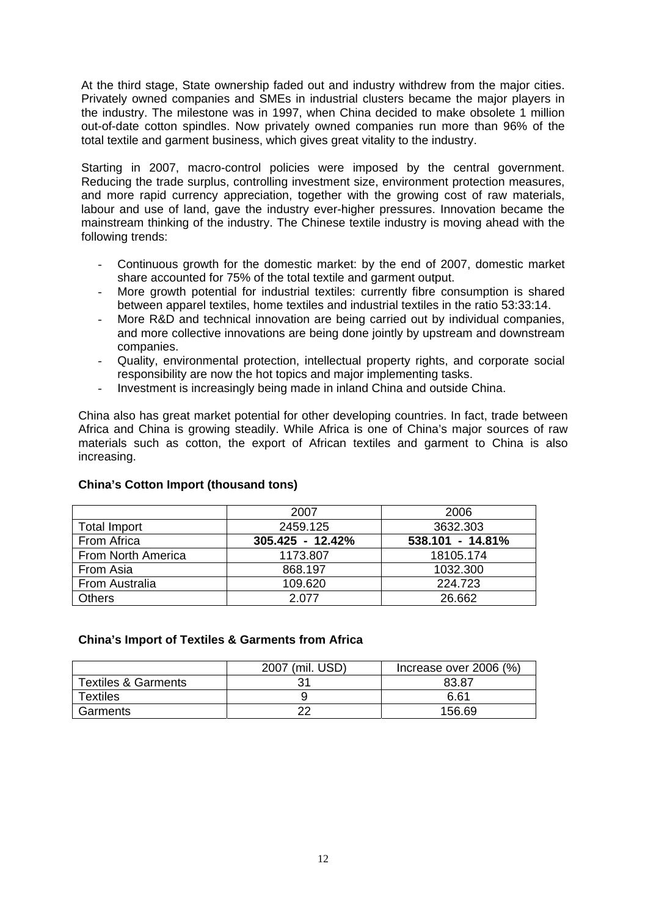At the third stage, State ownership faded out and industry withdrew from the major cities. Privately owned companies and SMEs in industrial clusters became the major players in the industry. The milestone was in 1997, when China decided to make obsolete 1 million out-of-date cotton spindles. Now privately owned companies run more than 96% of the total textile and garment business, which gives great vitality to the industry.

Starting in 2007, macro-control policies were imposed by the central government. Reducing the trade surplus, controlling investment size, environment protection measures, and more rapid currency appreciation, together with the growing cost of raw materials, labour and use of land, gave the industry ever-higher pressures. Innovation became the mainstream thinking of the industry. The Chinese textile industry is moving ahead with the following trends:

- Continuous growth for the domestic market: by the end of 2007, domestic market share accounted for 75% of the total textile and garment output.
- More growth potential for industrial textiles: currently fibre consumption is shared between apparel textiles, home textiles and industrial textiles in the ratio 53:33:14.
- More R&D and technical innovation are being carried out by individual companies, and more collective innovations are being done jointly by upstream and downstream companies.
- Quality, environmental protection, intellectual property rights, and corporate social responsibility are now the hot topics and major implementing tasks.
- Investment is increasingly being made in inland China and outside China.

China also has great market potential for other developing countries. In fact, trade between Africa and China is growing steadily. While Africa is one of China's major sources of raw materials such as cotton, the export of African textiles and garment to China is also increasing.

**China's Cotton Import (thousand tons)**

| | 2007 | 2006 |
|---|---|---|
| Total Import | 2459.125 | 3632.303 |
| From Africa | **305.425 - 12.42%** | **538.101 - 14.81%** |
| From North America | 1173.807 | 18105.174 |
| From Asia | 868.197 | 1032.300 |
| From Australia | 109.620 | 224.723 |
| Others | 2.077 | 26.662 |

**China's Import of Textiles & Garments from Africa**

| | 2007 (mil. USD) | Increase over 2006 (%) |
|---|---|---|
| Textiles & Garments | 31 | 83.87 |
| Textiles | 9 | 6.61 |
| Garments | 22 | 156.69 |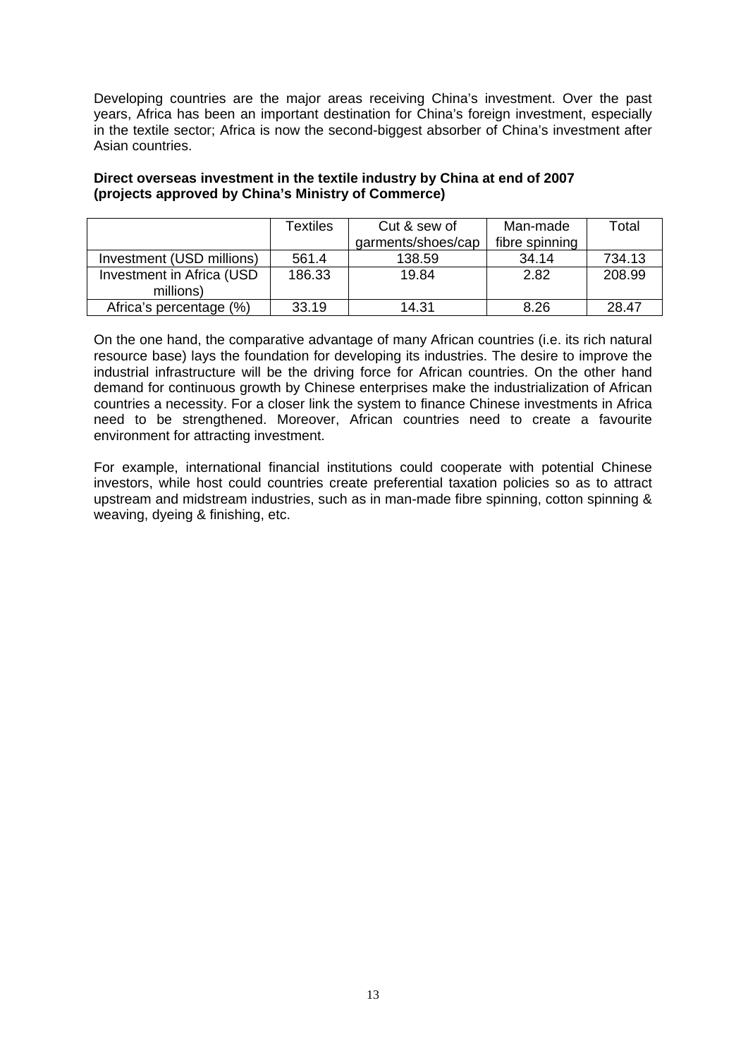Developing countries are the major areas receiving China's investment. Over the past years, Africa has been an important destination for China's foreign investment, especially in the textile sector; Africa is now the second-biggest absorber of China's investment after Asian countries.

**Direct overseas investment in the textile industry by China at end of 2007 (projects approved by China's Ministry of Commerce)**

| | Textiles | Cut & sew of garments/shoes/cap | Man-made fibre spinning | Total |
|---|---|---|---|---|
| Investment (USD millions) | 561.4 | 138.59 | 34.14 | 734.13 |
| Investment in Africa (USD millions) | 186.33 | 19.84 | 2.82 | 208.99 |
| Africa's percentage (%) | 33.19 | 14.31 | 8.26 | 28.47 |

On the one hand, the comparative advantage of many African countries (i.e. its rich natural resource base) lays the foundation for developing its industries. The desire to improve the industrial infrastructure will be the driving force for African countries. On the other hand demand for continuous growth by Chinese enterprises make the industrialization of African countries a necessity. For a closer link the system to finance Chinese investments in Africa need to be strengthened. Moreover, African countries need to create a favourite environment for attracting investment.

For example, international financial institutions could cooperate with potential Chinese investors, while host could countries create preferential taxation policies so as to attract upstream and midstream industries, such as in man-made fibre spinning, cotton spinning & weaving, dyeing & finishing, etc.